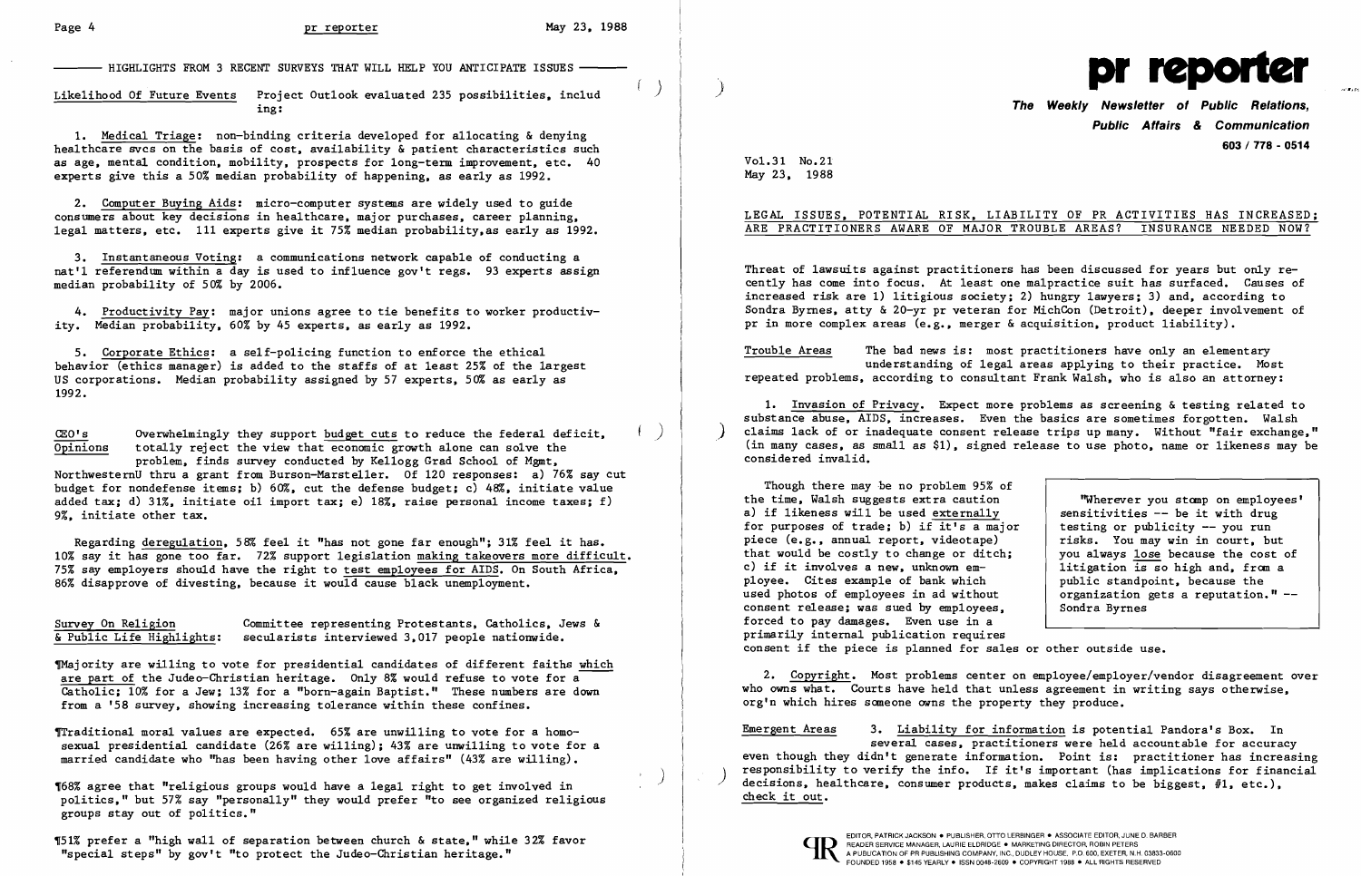# pr reporter

**The Weekly Newsletter of Public Relations, Public Affairs & Communication**

**603 / 778 - 0514**

Vol.31 No.21
May 23, 1988

## LEGAL ISSUES, POTENTIAL RISK, LIABILITY OF PR ACTIVITIES HAS INCREASED; ARE PRACTITIONERS AWARE OF MAJOR TROUBLE AREAS? INSURANCE NEEDED NOW?

Threat of lawsuits against practitioners has been discussed for years but only recently has come into focus. At least one malpractice suit has surfaced. Causes of increased risk are 1) litigious society; 2) hungry lawyers; 3) and, according to Sondra Byrnes, atty & 20-yr pr veteran for MichCon (Detroit), deeper involvement of pr in more complex areas (e.g., merger & acquisition, product liability).

Trouble Areas — The bad news is: most practitioners have only an elementary understanding of legal areas applying to their practice. Most repeated problems, according to consultant Frank Walsh, who is also an attorney:

1. Invasion of Privacy. Expect more problems as screening & testing related to substance abuse, AIDS, increases. Even the basics are sometimes forgotten. Walsh claims lack of or inadequate consent release trips up many. Without "fair exchange," (in many cases, as small as $1), signed release to use photo, name or likeness may be considered invalid.

Though there may be no problem 95% of the time, Walsh suggests extra caution a) if likeness will be used externally for purposes of trade; b) if it's a major piece (e.g., annual report, videotape) that would be costly to change or ditch; c) if it involves a new, unknown employee. Cites example of bank which used photos of employees in ad without consent release; was sued by employees, forced to pay damages. Even use in a primarily internal publication requires consent if the piece is planned for sales or other outside use.

> "Wherever you stomp on employees' sensitivities -- be it with drug testing or publicity -- you run risks. You may win in court, but you always lose because the cost of litigation is so high and, from a public standpoint, because the organization gets a reputation." -- Sondra Byrnes

2. Copyright. Most problems center on employee/employer/vendor disagreement over who owns what. Courts have held that unless agreement in writing says otherwise, org'n which hires someone owns the property they produce.

Emergent Areas — 3. Liability for information is potential Pandora's Box. In several cases, practitioners were held accountable for accuracy even though they didn't generate information. Point is: practitioner has increasing responsibility to verify the info. If it's important (has implications for financial decisions, healthcare, consumer products, makes claims to be biggest, #1, etc.), check it out.

EDITOR, PATRICK JACKSON • PUBLISHER, OTTO LERBINGER • ASSOCIATE EDITOR, JUNE D. BARBER
READER SERVICE MANAGER, LAURIE ELDRIDGE • MARKETING DIRECTOR, ROBIN PETERS
A PUBLICATION OF PR PUBLISHING COMPANY, INC., DUDLEY HOUSE, P.O. 600, EXETER, N.H. 03833-0600
FOUNDED 1958 • $145 YEARLY • ISSN 0048-2609 • COPYRIGHT 1988 • ALL RIGHTS RESERVED

---

HIGHLIGHTS FROM 3 RECENT SURVEYS THAT WILL HELP YOU ANTICIPATE ISSUES

Likelihood Of Future Events — Project Outlook evaluated 235 possibilities, including:

1. Medical Triage: non-binding criteria developed for allocating & denying healthcare svcs on the basis of cost, availability & patient characteristics such as age, mental condition, mobility, prospects for long-term improvement, etc. 40 experts give this a 50% median probability of happening, as early as 1992.

2. Computer Buying Aids: micro-computer systems are widely used to guide consumers about key decisions in healthcare, major purchases, career planning, legal matters, etc. 111 experts give it 75% median probability, as early as 1992.

3. Instantaneous Voting: a communications network capable of conducting a nat'l referendum within a day is used to influence gov't regs. 93 experts assign median probability of 50% by 2006.

4. Productivity Pay: major unions agree to tie benefits to worker productivity. Median probability, 60% by 45 experts, as early as 1992.

5. Corporate Ethics: a self-policing function to enforce the ethical behavior (ethics manager) is added to the staffs of at least 25% of the largest US corporations. Median probability assigned by 57 experts, 50% as early as 1992.

CEO's Opinions — Overwhelmingly they support budget cuts to reduce the federal deficit, totally reject the view that economic growth alone can solve the problem, finds survey conducted by Kellogg Grad School of Mgmt, NorthwesternU thru a grant from Burson-Marsteller. Of 120 responses: a) 76% say cut budget for nondefense items; b) 60%, cut the defense budget; c) 48%, initiate value added tax; d) 31%, initiate oil import tax; e) 18%, raise personal income taxes; f) 9%, initiate other tax.

Regarding deregulation, 58% feel it "has not gone far enough"; 31% feel it has. 10% say it has gone too far. 72% support legislation making takeovers more difficult. 75% say employers should have the right to test employees for AIDS. On South Africa, 86% disapprove of divesting, because it would cause black unemployment.

Survey On Religion & Public Life Highlights: — Committee representing Protestants, Catholics, Jews & secularists interviewed 3,017 people nationwide.

¶Majority are willing to vote for presidential candidates of different faiths which are part of the Judeo-Christian heritage. Only 8% would refuse to vote for a Catholic; 10% for a Jew; 13% for a "born-again Baptist." These numbers are down from a '58 survey, showing increasing tolerance within these confines.

¶Traditional moral values are expected. 65% are unwilling to vote for a homosexual presidential candidate (26% are willing); 43% are unwilling to vote for a married candidate who "has been having other love affairs" (43% are willing).

¶68% agree that "religious groups would have a legal right to get involved in politics," but 57% say "personally" they would prefer "to see organized religious groups stay out of politics."

¶51% prefer a "high wall of separation between church & state," while 32% favor "special steps" by gov't "to protect the Judeo-Christian heritage."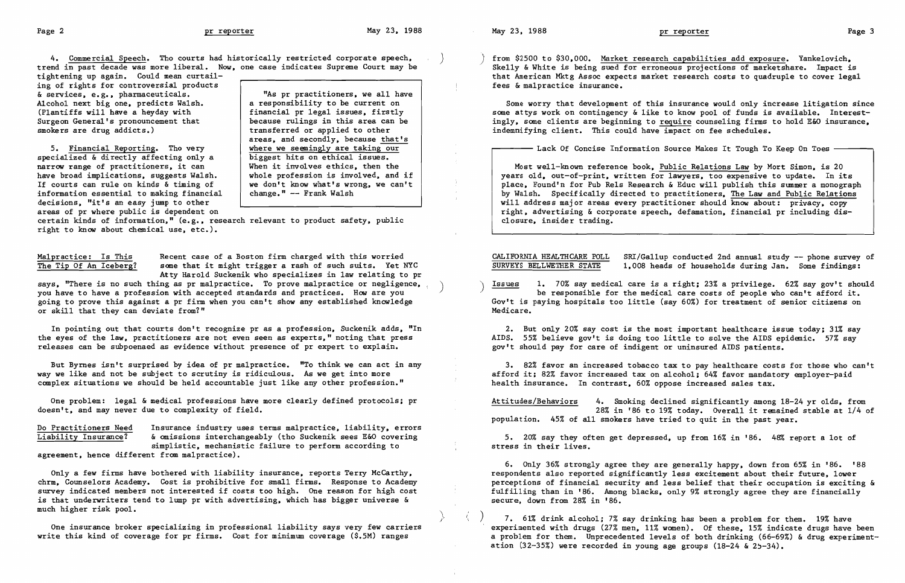4. Commercial Speech. Tho courts had historically restricted corporate speech, trend in past decade was more liberal. Now, one case indicates Supreme Court may be tightening up again. Could mean curtailing of rights for controversial products & services, e.g., pharmaceuticals. Alcohol next big one, predicts Walsh. (Plantiffs will have a heyday with Surgeon General's pronouncement that smokers are drug addicts.)

5. Financial Reporting. Tho very specialized & directly affecting only a narrow range of practitioners, it can have broad implications, suggests Walsh. If courts can rule on kinds & timing of information essential to making financial decisions, "it's an easy jump to other areas of pr where public is dependent on certain kinds of information," (e.g., research relevant to product safety, public right to know about chemical use, etc.).

> "As pr practitioners, we all have a responsibility to be current on financial pr legal issues, firstly because rulings in this area can be transferred or applied to other areas, and secondly, because that's where we seemingly are taking our biggest hits on ethical issues. When it involves ethics, then the whole profession is involved, and if we don't know what's wrong, we can't change." -- Frank Walsh

**Malpractice: Is This The Tip Of An Iceberg?** Recent case of a Boston firm charged with this worried some that it might trigger a rash of such suits. Yet NYC Atty Harold Suckenik who specializes in law relating to pr says, "There is no such thing as pr malpractice. To prove malpractice or negligence, you have to have a profession with accepted standards and practices. How are you going to prove this against a pr firm when you can't show any established knowledge or skill that they can deviate from?"

In pointing out that courts don't recognize pr as a profession, Suckenik adds, "In the eyes of the law, practitioners are not even seen as experts," noting that press releases can be subpoenaed as evidence without presence of pr expert to explain.

But Byrnes isn't surprised by idea of pr malpractice. "To think we can act in any way we like and not be subject to scrutiny is ridiculous. As we get into more complex situations we should be held accountable just like any other profession."

One problem: legal & medical professions have more clearly defined protocols; pr doesn't, and may never due to complexity of field.

**Do Practitioners Need Liability Insurance?** Insurance industry uses terms malpractice, liability, errors & omissions interchangeably (tho Suckenik sees E&O covering simplistic, mechanistic failure to perform according to agreement, hence different from malpractice).

Only a few firms have bothered with liability insurance, reports Terry McCarthy, chrm, Counselors Academy. Cost is prohibitive for small firms. Response to Academy survey indicated members not interested if costs too high. One reason for high cost is that underwriters tend to lump pr with advertising, which has bigger universe & much higher risk pool.

One insurance broker specializing in professional liability says very few carriers write this kind of coverage for pr firms. Cost for minimum coverage ($.5M) ranges from $2500 to $30,000. Market research capabilities add exposure. Yankelovich, Skelly & White is being sued for erroneous projections of marketshare. Impact is that American Mktg Assoc expects market research costs to quadruple to cover legal fees & malpractice insurance.

Some worry that development of this insurance would only increase litigation since some attys work on contingency & like to know pool of funds is available. Interestingly, some clients are beginning to require counseling firms to hold E&O insurance, indemnifying client. This could have impact on fee schedules.

**Lack Of Concise Information Source Makes It Tough To Keep On Toes**

Most well-known reference book, Public Relations Law by Mort Simon, is 20 years old, out-of-print, written for lawyers, too expensive to update. In its place, Found'n for Pub Rels Research & Educ will publish this summer a monograph by Walsh. Specifically directed to practitioners, The Law and Public Relations will address major areas every practitioner should know about: privacy, copy right, advertising & corporate speech, defamation, financial pr including disclosure, insider trading.

**CALIFORNIA HEALTHCARE POLL SURVEYS BELLWETHER STATE** SRI/Gallup conducted 2nd annual study -- phone survey of 1,008 heads of households during Jan. Some findings:

**Issues** 1. 70% say medical care is a right; 23% a privilege. 62% say gov't should be responsible for the medical care costs of people who can't afford it. Gov't is paying hospitals too little (say 60%) for treatment of senior citizens on Medicare.

2. But only 20% say cost is the most important healthcare issue today; 31% say AIDS. 55% believe gov't is doing too little to solve the AIDS epidemic. 57% say gov't should pay for care of indigent or uninsured AIDS patients.

3. 82% favor an increased tobacco tax to pay healthcare costs for those who can't afford it; 82% favor increased tax on alcohol; 64% favor mandatory employer-paid health insurance. In contrast, 60% oppose increased sales tax.

**Attitudes/Behaviors** 4. Smoking declined significantly among 18-24 yr olds, from 28% in '86 to 19% today. Overall it remained stable at 1/4 of population. 45% of all smokers have tried to quit in the past year.

5. 20% say they often get depressed, up from 16% in '86. 48% report a lot of stress in their lives.

6. Only 36% strongly agree they are generally happy, down from 65% in '86. '88 respondents also reported significantly less excitement about their future, lower perceptions of financial security and less belief that their occupation is exciting & fulfilling than in '86. Among blacks, only 9% strongly agree they are financially secure, down from 28% in '86.

7. 61% drink alcohol; 7% say drinking has been a problem for them. 19% have experimented with drugs (27% men, 11% women). Of these, 15% indicate drugs have been a problem for them. Unprecedented levels of both drinking (66-69%) & drug experimentation (32-35%) were recorded in young age groups (18-24 & 25-34).